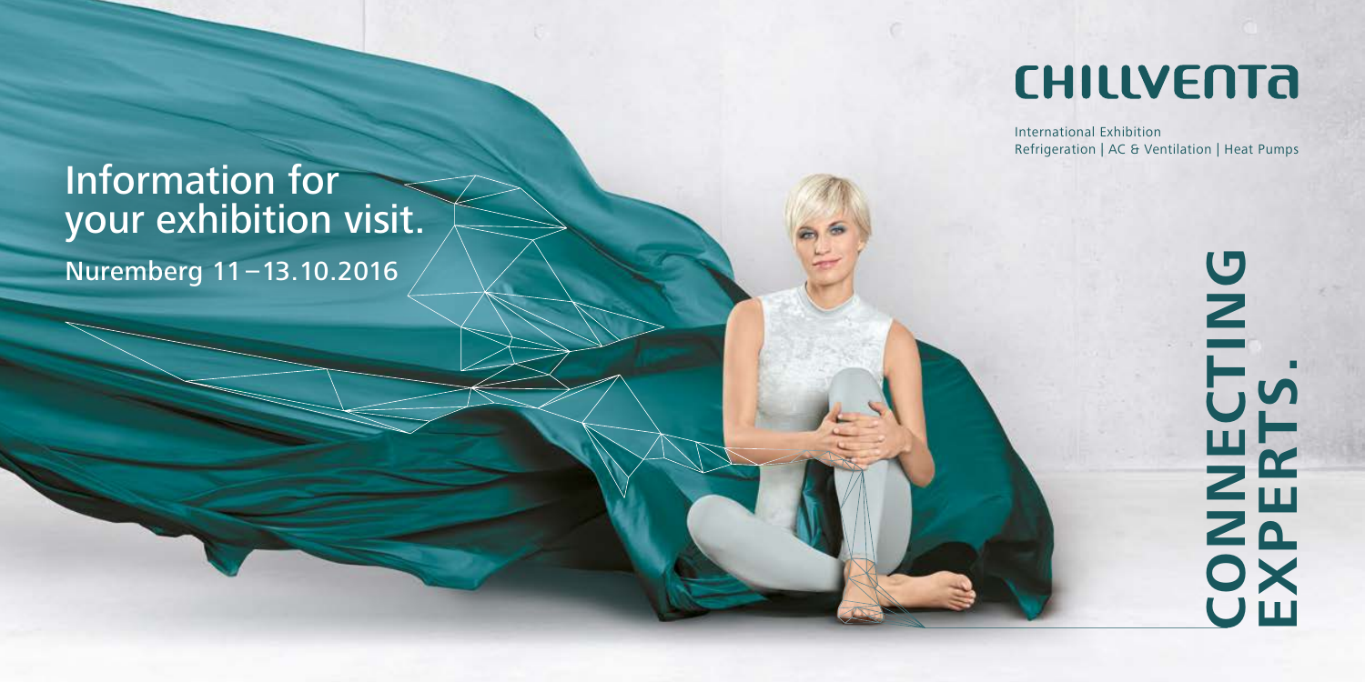# CHILLVENTA

International Exhibition
Refrigeration | AC & Ventilation | Heat Pumps

## Information for your exhibition visit.

Nuremberg 11 – 13.10.2016

**CONNECTING EXPERTS.**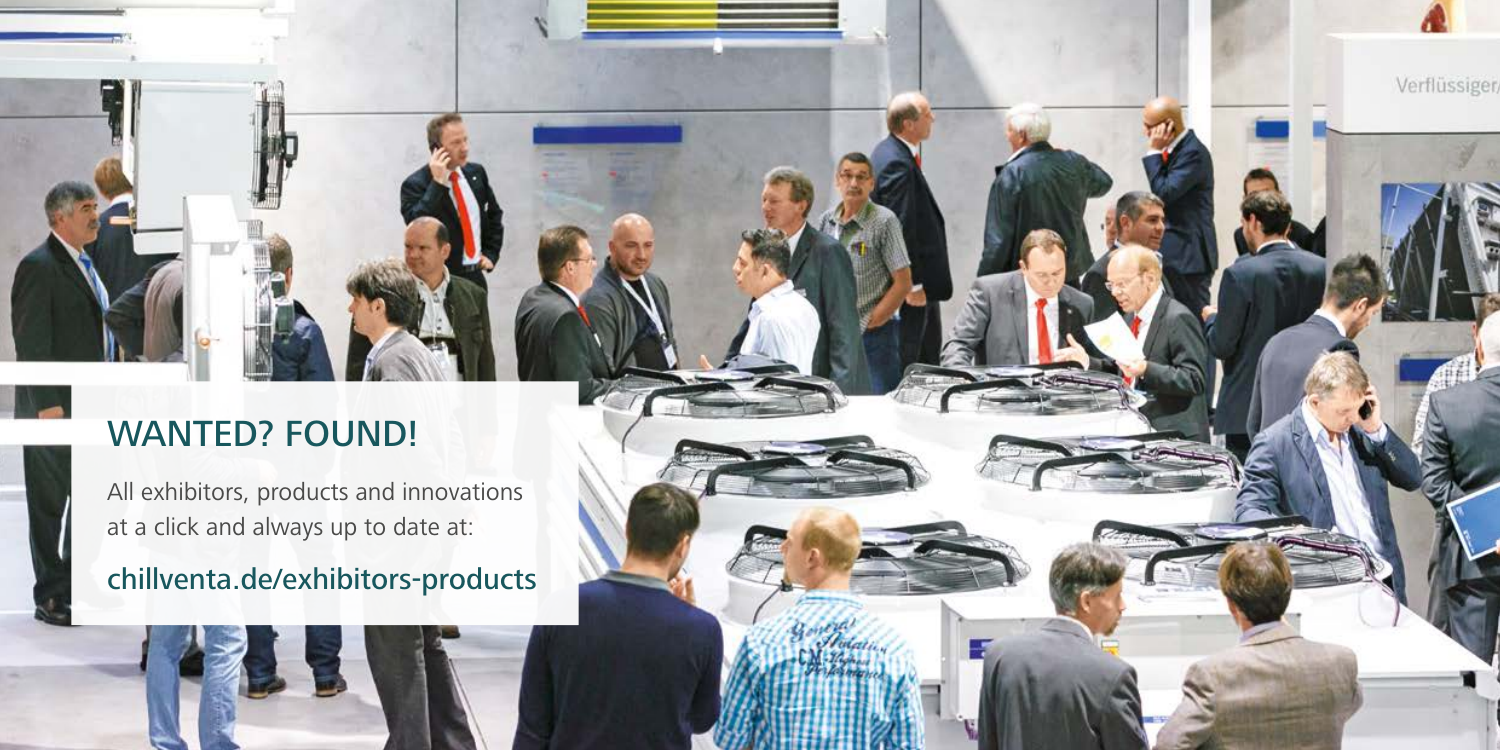## WANTED? FOUND!

All exhibitors, products and innovations at a click and always up to date at:

**chillventa.de/exhibitors-products**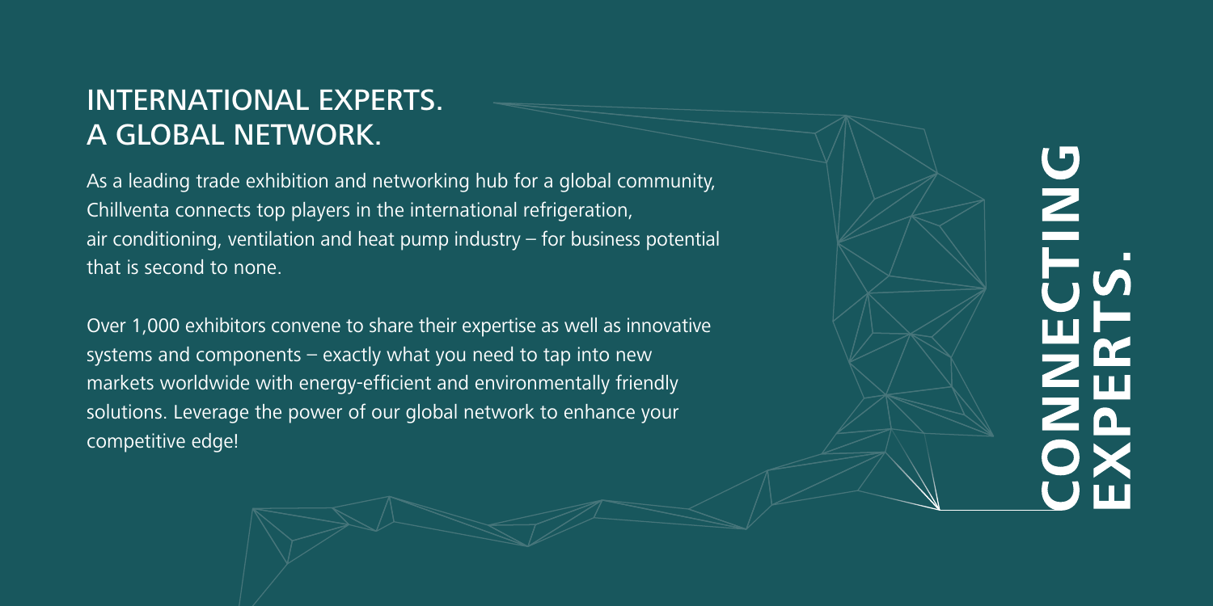## INTERNATIONAL EXPERTS.
## A GLOBAL NETWORK.

As a leading trade exhibition and networking hub for a global community, Chillventa connects top players in the international refrigeration, air conditioning, ventilation and heat pump industry – for business potential that is second to none.

Over 1,000 exhibitors convene to share their expertise as well as innovative systems and components – exactly what you need to tap into new markets worldwide with energy-efficient and environmentally friendly solutions. Leverage the power of our global network to enhance your competitive edge!

**CONNECTING EXPERTS.**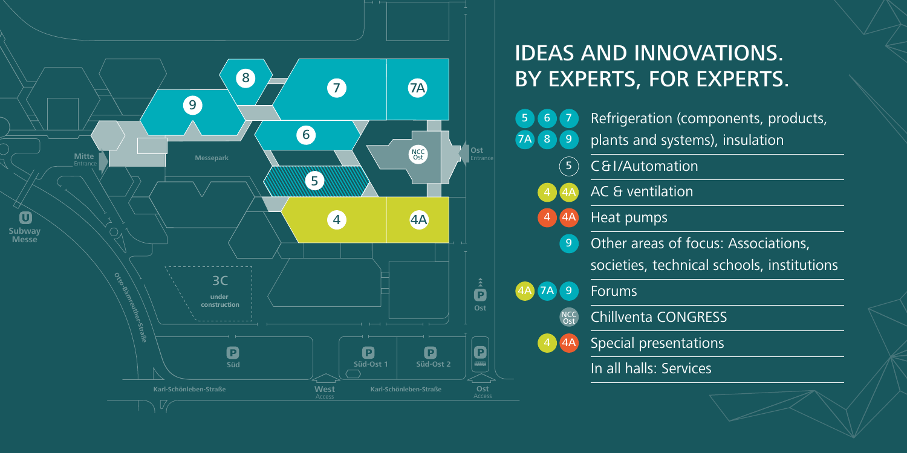# IDEAS AND INNOVATIONS. BY EXPERTS, FOR EXPERTS.

| Halls | Topic |
| --- | --- |
| 5, 6, 7, 7A, 8, 9 | Refrigeration (components, products, plants and systems), insulation |
| 5 | C&I/Automation |
| 4, 4A | AC & ventilation |
| 4, 4A | Heat pumps |
| 9 | Other areas of focus: Associations, societies, technical schools, institutions |
| 4A, 7A, 9 | Forums |
| NCC Ost | Chillventa CONGRESS |
| 4, 4A | Special presentations |
| | In all halls: Services |

Mitte Entrance

Messepark

Ost Entrance

NCC Ost

Subway Messe

3C under construction

Otto-Bärnreuther-Straße

P Süd

P Süd-Ost 1

P Süd-Ost 2

P Ost

Karl-Schönleben-Straße

West Access

Ost Access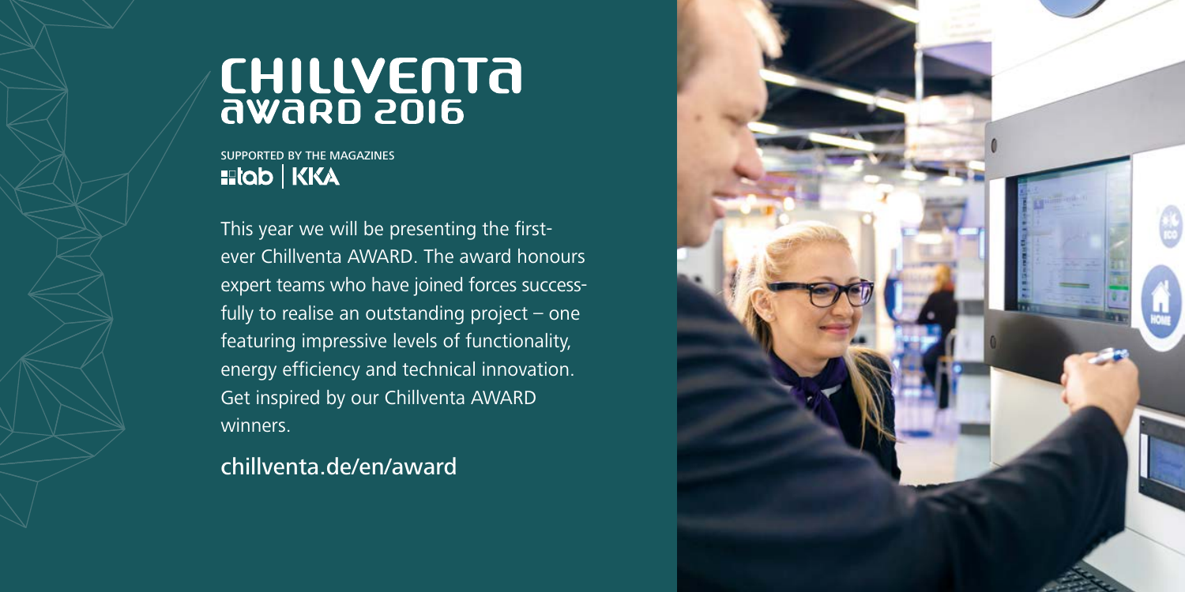# CHILLVENTA AWARD 2016

SUPPORTED BY THE MAGAZINES
tab | KKA

This year we will be presenting the first-ever Chillventa AWARD. The award honours expert teams who have joined forces successfully to realise an outstanding project – one featuring impressive levels of functionality, energy efficiency and technical innovation. Get inspired by our Chillventa AWARD winners.

chillventa.de/en/award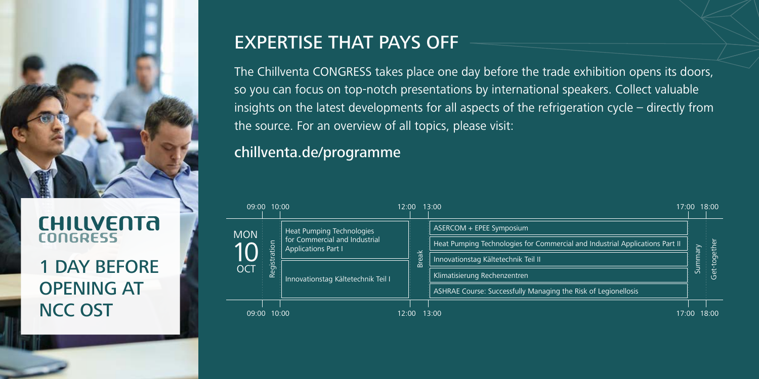CHILLVENTA CONGRESS

## 1 DAY BEFORE OPENING AT NCC OST

## EXPERTISE THAT PAYS OFF

The Chillventa CONGRESS takes place one day before the trade exhibition opens its doors, so you can focus on top-notch presentations by international speakers. Collect valuable insights on the latest developments for all aspects of the refrigeration cycle – directly from the source. For an overview of all topics, please visit:

### chillventa.de/programme

| MON 10 OCT | 09:00–10:00 | 10:00–12:00 | 12:00–13:00 | 13:00–17:00 | 17:00–18:00 | 18:00 |
|---|---|---|---|---|---|---|
| | Registration | Heat Pumping Technologies for Commercial and Industrial Applications Part I | Break | ASERCOM + EPEE Symposium | Summary | Get-together |
| | | | | Heat Pumping Technologies for Commercial and Industrial Applications Part II | | |
| | | Innovationstag Kältetechnik Teil I | | Innovationstag Kältetechnik Teil II | | |
| | | | | Klimatisierung Rechenzentren | | |
| | | | | ASHRAE Course: Successfully Managing the Risk of Legionellosis | | |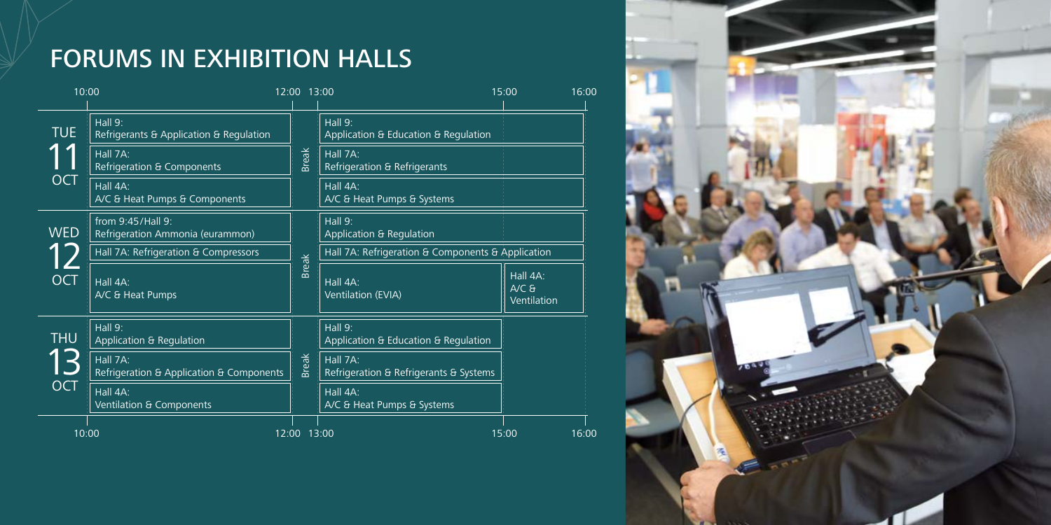# FORUMS IN EXHIBITION HALLS

| | 10:00–12:00 | 12:00–13:00 | 13:00–15:00 | 15:00–16:00 |
|---|---|---|---|---|
| TUE 11 OCT | Hall 9: Refrigerants & Application & Regulation | Break | Hall 9: Application & Education & Regulation | |
| | Hall 7A: Refrigeration & Components | | Hall 7A: Refrigeration & Refrigerants | |
| | Hall 4A: A/C & Heat Pumps & Components | | Hall 4A: A/C & Heat Pumps & Systems | |
| WED 12 OCT | from 9:45/Hall 9: Refrigeration Ammonia (eurammon) | Break | Hall 9: Application & Regulation | |
| | Hall 7A: Refrigeration & Compressors | | Hall 7A: Refrigeration & Components & Application | Hall 7A: Refrigeration & Components & Application |
| | Hall 4A: A/C & Heat Pumps | | Hall 4A: Ventilation (EVIA) | Hall 4A: A/C & Ventilation |
| THU 13 OCT | Hall 9: Application & Regulation | Break | Hall 9: Application & Education & Regulation | |
| | Hall 7A: Refrigeration & Application & Components | | Hall 7A: Refrigeration & Refrigerants & Systems | |
| | Hall 4A: Ventilation & Components | | Hall 4A: A/C & Heat Pumps & Systems | |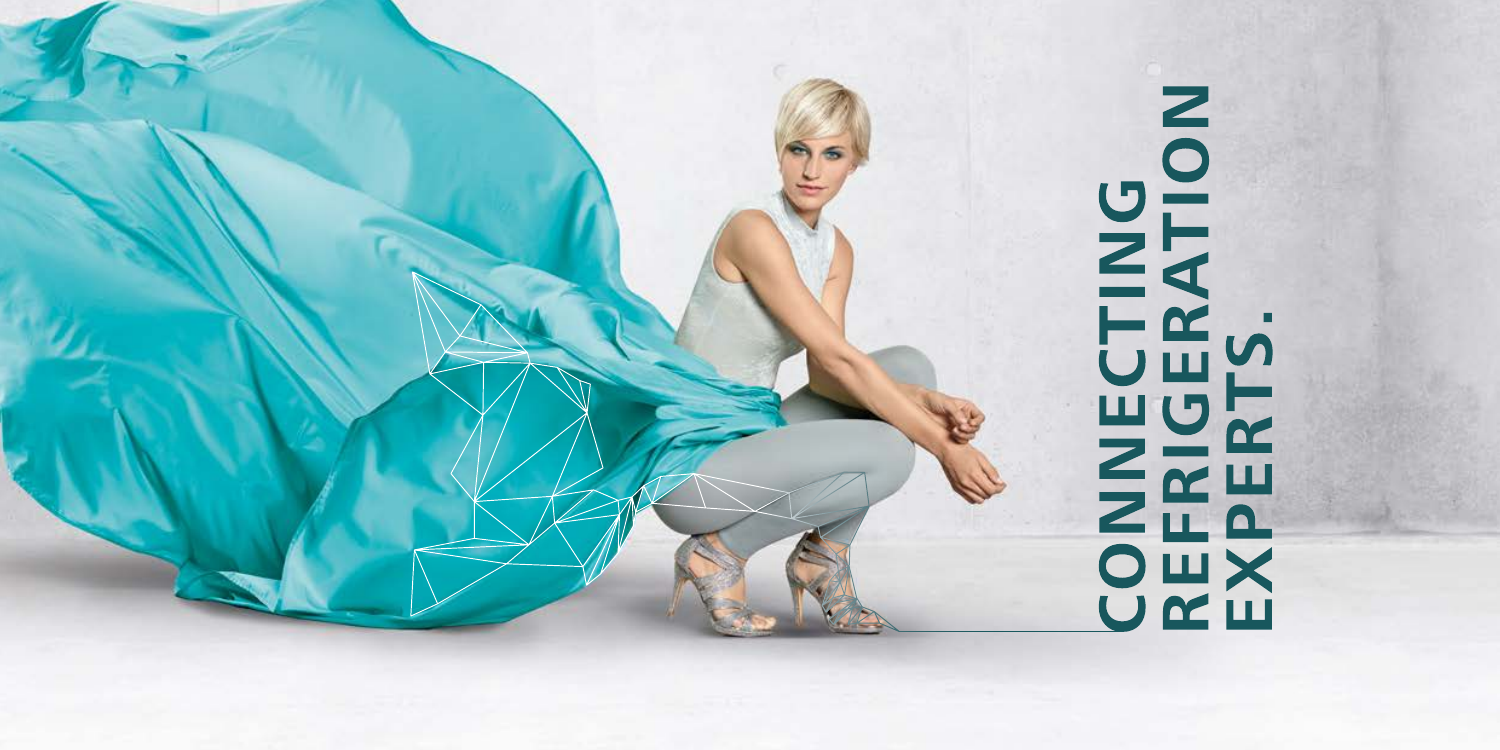# CONNECTING REFRIGERATION EXPERTS.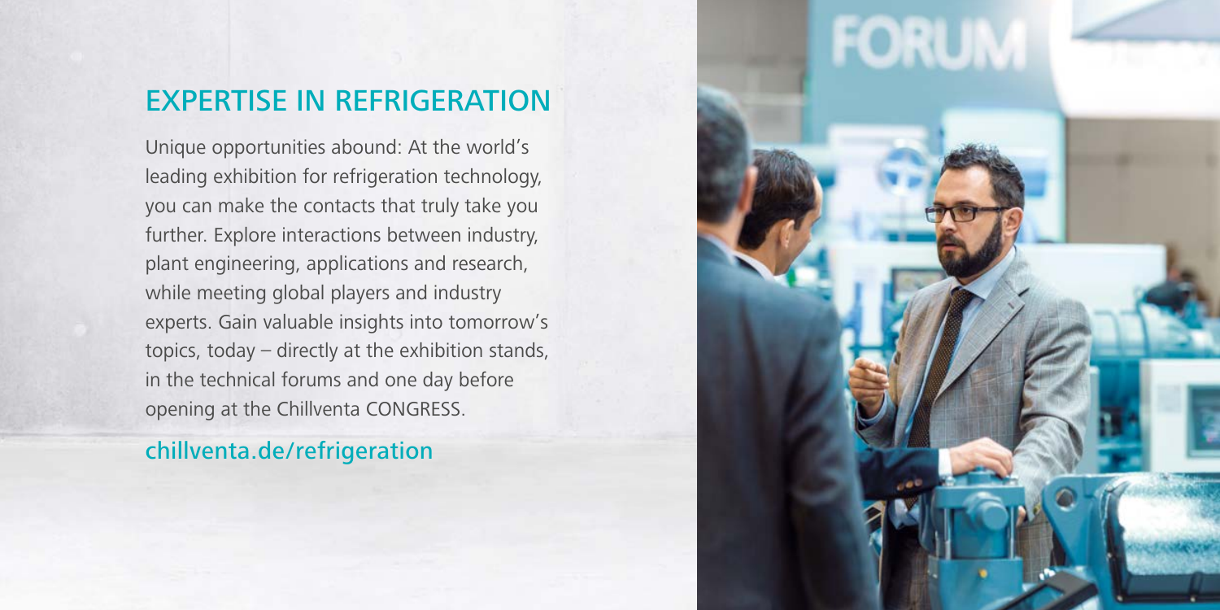## EXPERTISE IN REFRIGERATION

Unique opportunities abound: At the world's leading exhibition for refrigeration technology, you can make the contacts that truly take you further. Explore interactions between industry, plant engineering, applications and research, while meeting global players and industry experts. Gain valuable insights into tomorrow's topics, today – directly at the exhibition stands, in the technical forums and one day before opening at the Chillventa CONGRESS.

chillventa.de/refrigeration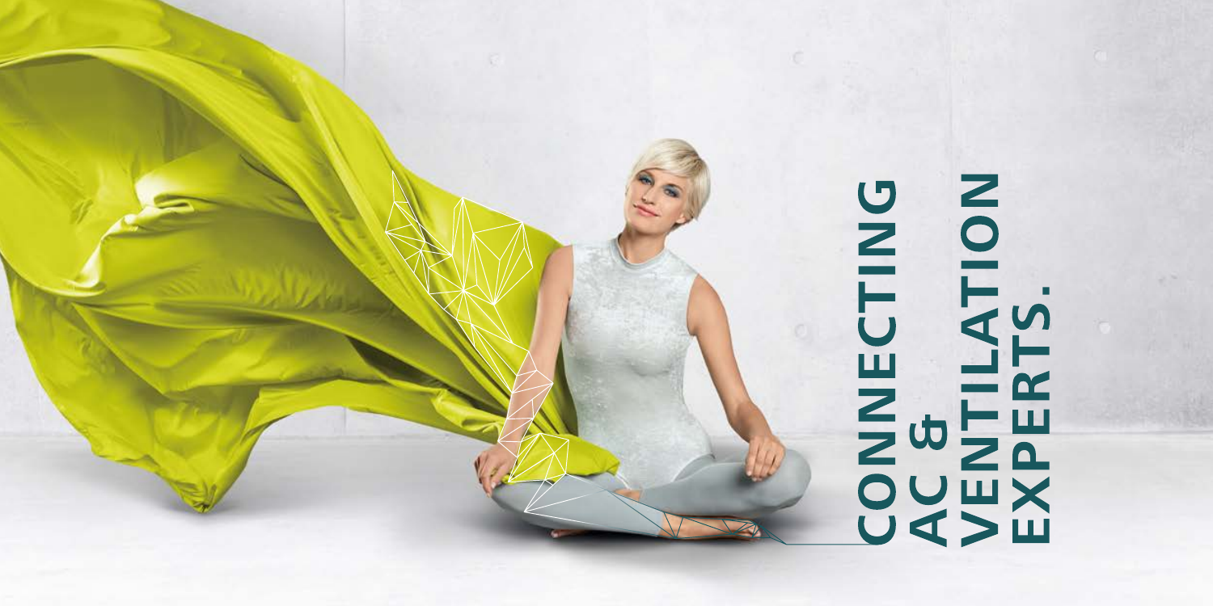# CONNECTING AC & VENTILATION EXPERTS.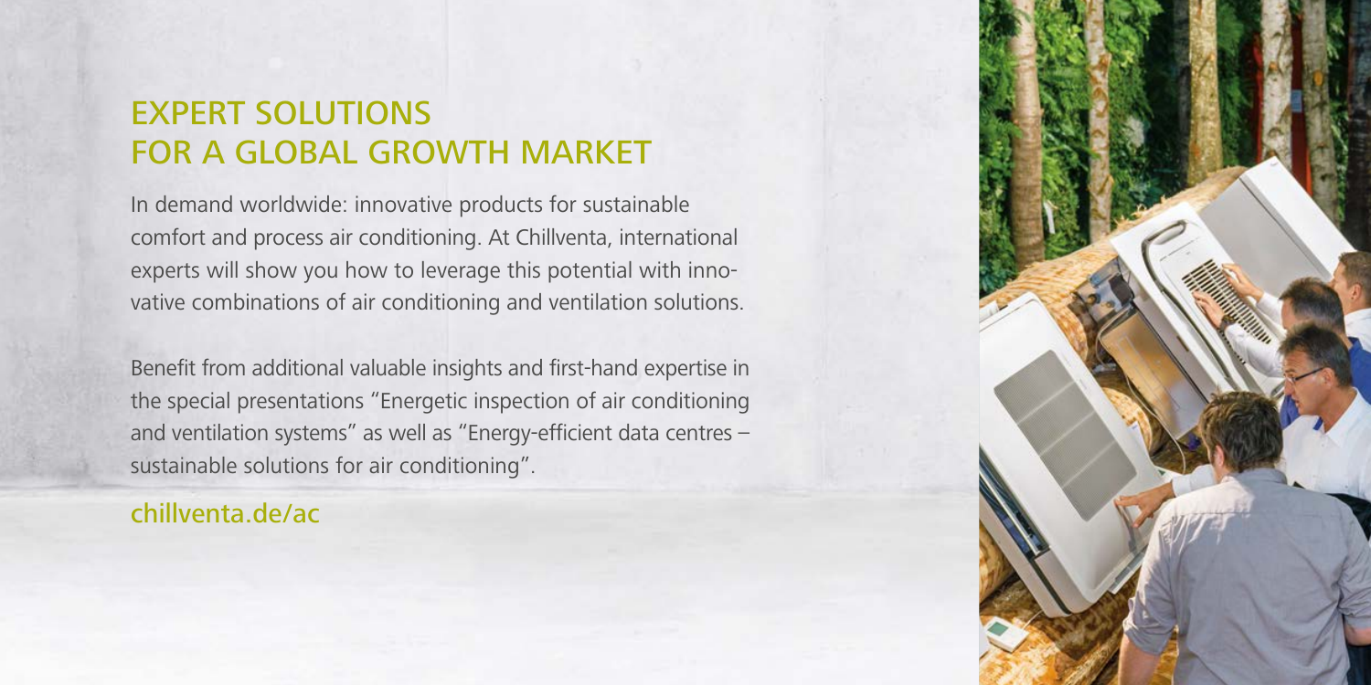## EXPERT SOLUTIONS FOR A GLOBAL GROWTH MARKET

In demand worldwide: innovative products for sustainable comfort and process air conditioning. At Chillventa, international experts will show you how to leverage this potential with innovative combinations of air conditioning and ventilation solutions.

Benefit from additional valuable insights and first-hand expertise in the special presentations "Energetic inspection of air conditioning and ventilation systems" as well as "Energy-efficient data centres – sustainable solutions for air conditioning".

chillventa.de/ac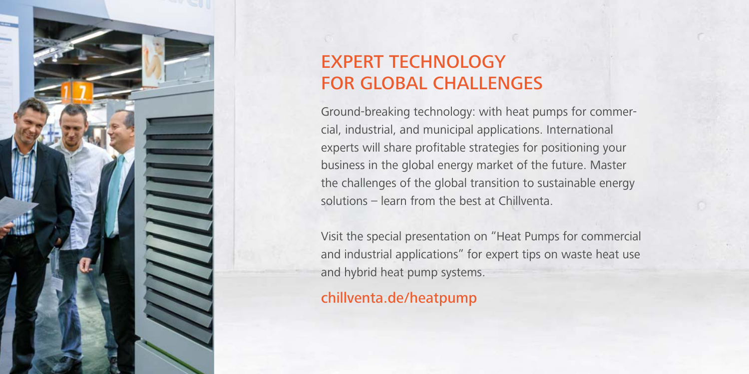# EXPERT TECHNOLOGY FOR GLOBAL CHALLENGES

Ground-breaking technology: with heat pumps for commercial, industrial, and municipal applications. International experts will share profitable strategies for positioning your business in the global energy market of the future. Master the challenges of the global transition to sustainable energy solutions – learn from the best at Chillventa.

Visit the special presentation on "Heat Pumps for commercial and industrial applications" for expert tips on waste heat use and hybrid heat pump systems.

chillventa.de/heatpump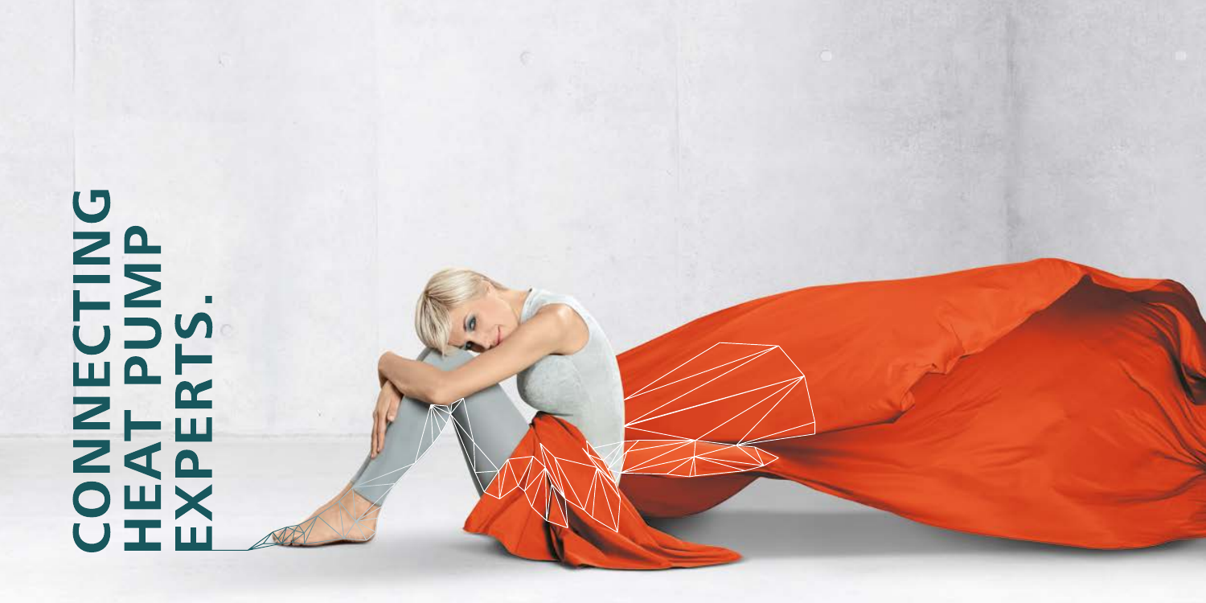# CONNECTING HEAT PUMP EXPERTS.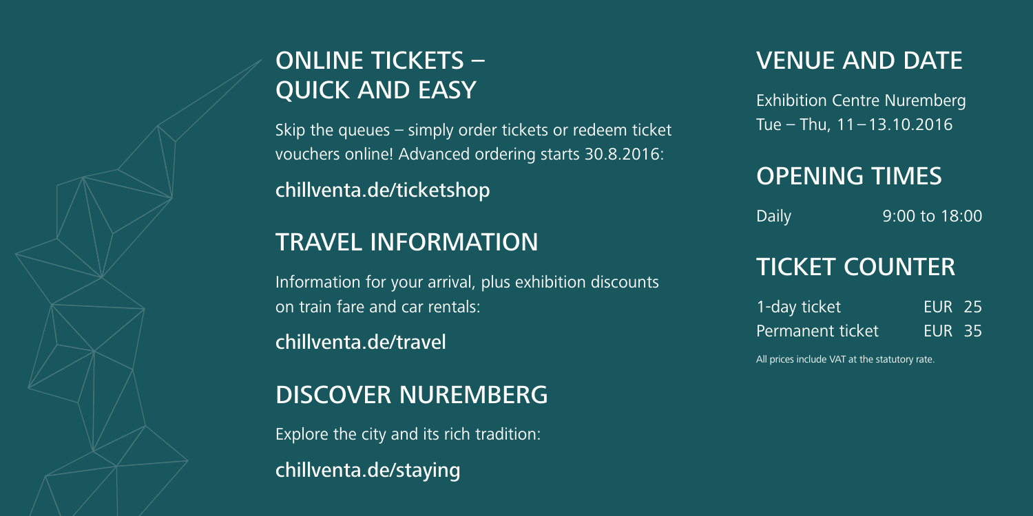## ONLINE TICKETS – QUICK AND EASY

Skip the queues – simply order tickets or redeem ticket vouchers online! Advanced ordering starts 30.8.2016:

chillventa.de/ticketshop

## TRAVEL INFORMATION

Information for your arrival, plus exhibition discounts on train fare and car rentals:

chillventa.de/travel

## DISCOVER NUREMBERG

Explore the city and its rich tradition:

chillventa.de/staying

## VENUE AND DATE

Exhibition Centre Nuremberg
Tue – Thu, 11 – 13.10.2016

## OPENING TIMES

| Daily | 9:00 to 18:00 |
|---|---|

## TICKET COUNTER

| 1-day ticket | EUR 25 |
|---|---|
| Permanent ticket | EUR 35 |

All prices include VAT at the statutory rate.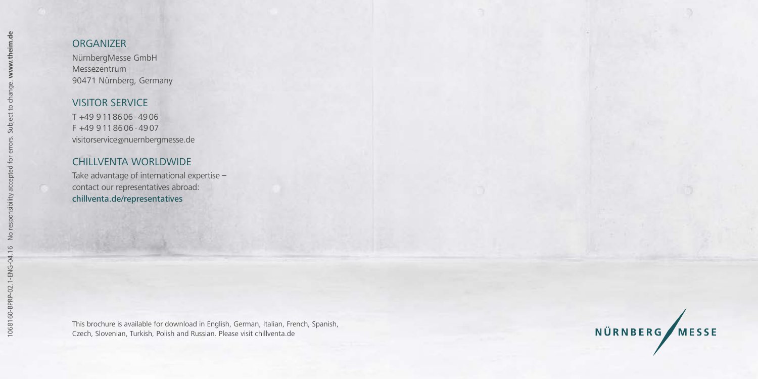## ORGANIZER

NürnbergMesse GmbH
Messezentrum
90471 Nürnberg, Germany

## VISITOR SERVICE

T +49 9 11 86 06 - 49 06
F +49 9 11 86 06 - 49 07
visitorservice@nuernbergmesse.de

## CHILLVENTA WORLDWIDE

Take advantage of international expertise –
contact our representatives abroad:
chillventa.de/representatives

This brochure is available for download in English, German, Italian, French, Spanish, Czech, Slovenian, Turkish, Polish and Russian. Please visit chillventa.de

NÜRNBERG MESSE

106816 0-BPRP-02.1-ENG-04.16 No responsibility accepted for errors. Subject to change. **www.theim.de**